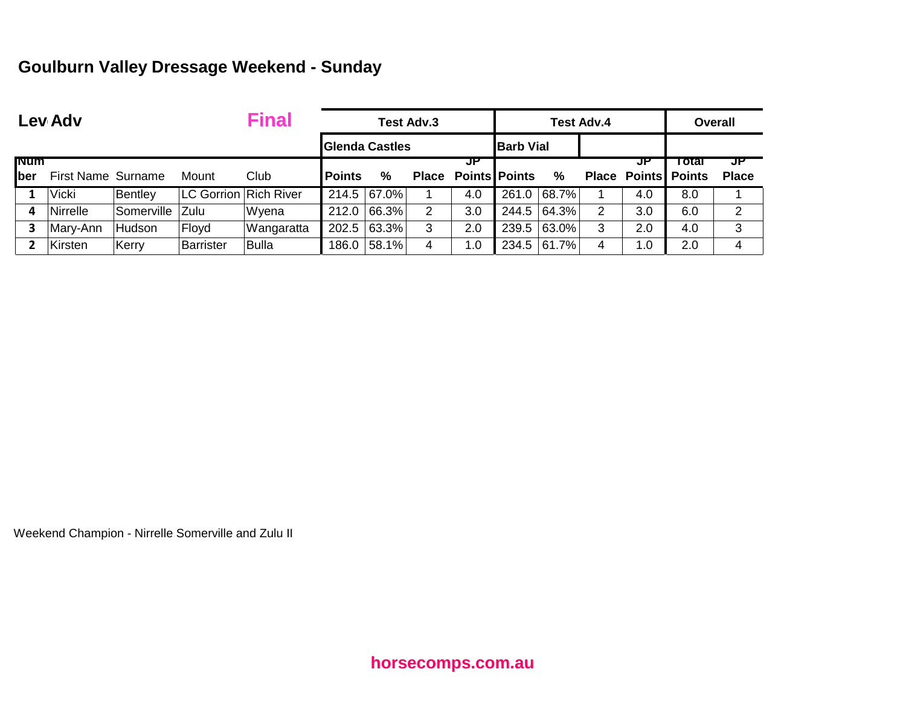# Goulburn Valley Dressage Weekend - Sunday

**Lev Adv** **Final**

| | | | | | Test Adv.3 | | | | Test Adv.4 | | | | Overall | |
|---|---|---|---|---|---|---|---|---|---|---|---|---|---|---|
| | | | | | Glenda Castles | | | | Barb Vial | | | | | |
| Number | First Name | Surname | Mount | Club | Points | % | Place | JP Points | Points | % | Place | JP Points | Total Points | JP Place |
| 1 | Vicki | Bentley | LC Gorrion | Rich River | 214.5 | 67.0% | 1 | 4.0 | 261.0 | 68.7% | 1 | 4.0 | 8.0 | 1 |
| 4 | Nirrelle | Somerville | Zulu | Wyena | 212.0 | 66.3% | 2 | 3.0 | 244.5 | 64.3% | 2 | 3.0 | 6.0 | 2 |
| 3 | Mary-Ann | Hudson | Floyd | Wangaratta | 202.5 | 63.3% | 3 | 2.0 | 239.5 | 63.0% | 3 | 2.0 | 4.0 | 3 |
| 2 | Kirsten | Kerry | Barrister | Bulla | 186.0 | 58.1% | 4 | 1.0 | 234.5 | 61.7% | 4 | 1.0 | 2.0 | 4 |

Weekend Champion - Nirrelle Somerville and Zulu II

horsecomps.com.au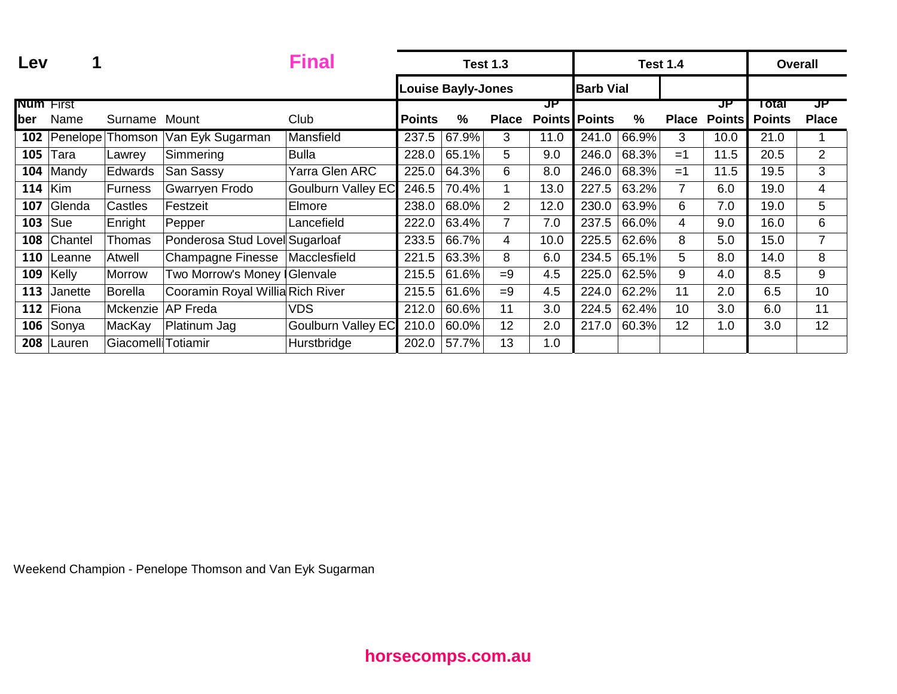**Lev 1** **Final**

| Number | First Name | Surname | Mount | Club | Test 1.3 | | | | Test 1.4 | | | | Overall | |
|---|---|---|---|---|---|---|---|---|---|---|---|---|---|---|
| | | | | | Louise Bayly-Jones | | | | Barb Vial | | | | | |
| | | | | | Points | % | Place | JP Points | Points | % | Place | JP Points | Total Points | JP Place |
| 102 | Penelope | Thomson | Van Eyk Sugarman | Mansfield | 237.5 | 67.9% | 3 | 11.0 | 241.0 | 66.9% | 3 | 10.0 | 21.0 | 1 |
| 105 | Tara | Lawrey | Simmering | Bulla | 228.0 | 65.1% | 5 | 9.0 | 246.0 | 68.3% | =1 | 11.5 | 20.5 | 2 |
| 104 | Mandy | Edwards | San Sassy | Yarra Glen ARC | 225.0 | 64.3% | 6 | 8.0 | 246.0 | 68.3% | =1 | 11.5 | 19.5 | 3 |
| 114 | Kim | Furness | Gwarryen Frodo | Goulburn Valley EC | 246.5 | 70.4% | 1 | 13.0 | 227.5 | 63.2% | 7 | 6.0 | 19.0 | 4 |
| 107 | Glenda | Castles | Festzeit | Elmore | 238.0 | 68.0% | 2 | 12.0 | 230.0 | 63.9% | 6 | 7.0 | 19.0 | 5 |
| 103 | Sue | Enright | Pepper | Lancefield | 222.0 | 63.4% | 7 | 7.0 | 237.5 | 66.0% | 4 | 9.0 | 16.0 | 6 |
| 108 | Chantel | Thomas | Ponderosa Stud Lovel | Sugarloaf | 233.5 | 66.7% | 4 | 10.0 | 225.5 | 62.6% | 8 | 5.0 | 15.0 | 7 |
| 110 | Leanne | Atwell | Champagne Finesse | Macclesfield | 221.5 | 63.3% | 8 | 6.0 | 234.5 | 65.1% | 5 | 8.0 | 14.0 | 8 |
| 109 | Kelly | Morrow | Two Morrow's Money I | Glenvale | 215.5 | 61.6% | =9 | 4.5 | 225.0 | 62.5% | 9 | 4.0 | 8.5 | 9 |
| 113 | Janette | Borella | Cooramin Royal Willia | Rich River | 215.5 | 61.6% | =9 | 4.5 | 224.0 | 62.2% | 11 | 2.0 | 6.5 | 10 |
| 112 | Fiona | Mckenzie | AP Freda | VDS | 212.0 | 60.6% | 11 | 3.0 | 224.5 | 62.4% | 10 | 3.0 | 6.0 | 11 |
| 106 | Sonya | MacKay | Platinum Jag | Goulburn Valley EC | 210.0 | 60.0% | 12 | 2.0 | 217.0 | 60.3% | 12 | 1.0 | 3.0 | 12 |
| 208 | Lauren | Giacomelli | Totiamir | Hurstbridge | 202.0 | 57.7% | 13 | 1.0 | | | | | | |

Weekend Champion - Penelope Thomson and Van Eyk Sugarman

**horsecomps.com.au**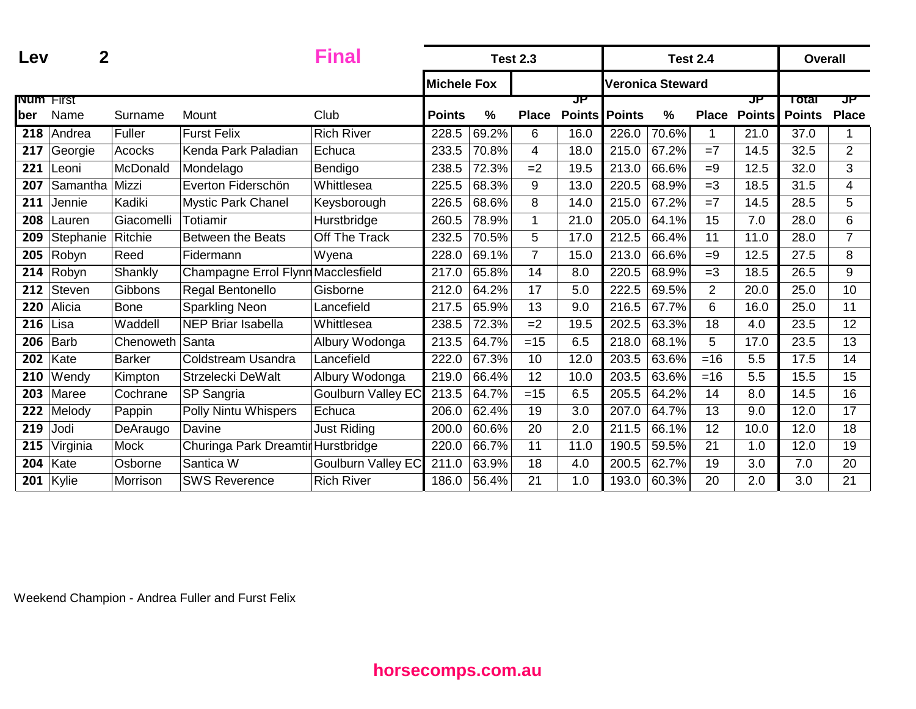**Lev 2** **Final**

| Number | First Name | Surname | Mount | Club | Test 2.3 | | | | Test 2.4 | | | | Overall | |
|---|---|---|---|---|---|---|---|---|---|---|---|---|---|---|
| | | | | | Michele Fox | | | | Veronica Steward | | | | | |
| | | | | | Points | % | Place | JP Points | Points | % | Place | JP Points | Total Points | JP Place |
| 218 | Andrea | Fuller | Furst Felix | Rich River | 228.5 | 69.2% | 6 | 16.0 | 226.0 | 70.6% | 1 | 21.0 | 37.0 | 1 |
| 217 | Georgie | Acocks | Kenda Park Paladian | Echuca | 233.5 | 70.8% | 4 | 18.0 | 215.0 | 67.2% | =7 | 14.5 | 32.5 | 2 |
| 221 | Leoni | McDonald | Mondelago | Bendigo | 238.5 | 72.3% | =2 | 19.5 | 213.0 | 66.6% | =9 | 12.5 | 32.0 | 3 |
| 207 | Samantha | Mizzi | Everton Fiderschön | Whittlesea | 225.5 | 68.3% | 9 | 13.0 | 220.5 | 68.9% | =3 | 18.5 | 31.5 | 4 |
| 211 | Jennie | Kadiki | Mystic Park Chanel | Keysborough | 226.5 | 68.6% | 8 | 14.0 | 215.0 | 67.2% | =7 | 14.5 | 28.5 | 5 |
| 208 | Lauren | Giacomelli | Totiamir | Hurstbridge | 260.5 | 78.9% | 1 | 21.0 | 205.0 | 64.1% | 15 | 7.0 | 28.0 | 6 |
| 209 | Stephanie | Ritchie | Between the Beats | Off The Track | 232.5 | 70.5% | 5 | 17.0 | 212.5 | 66.4% | 11 | 11.0 | 28.0 | 7 |
| 205 | Robyn | Reed | Fidermann | Wyena | 228.0 | 69.1% | 7 | 15.0 | 213.0 | 66.6% | =9 | 12.5 | 27.5 | 8 |
| 214 | Robyn | Shankly | Champagne Errol Flynn | Macclesfield | 217.0 | 65.8% | 14 | 8.0 | 220.5 | 68.9% | =3 | 18.5 | 26.5 | 9 |
| 212 | Steven | Gibbons | Regal Bentonello | Gisborne | 212.0 | 64.2% | 17 | 5.0 | 222.5 | 69.5% | 2 | 20.0 | 25.0 | 10 |
| 220 | Alicia | Bone | Sparkling Neon | Lancefield | 217.5 | 65.9% | 13 | 9.0 | 216.5 | 67.7% | 6 | 16.0 | 25.0 | 11 |
| 216 | Lisa | Waddell | NEP Briar Isabella | Whittlesea | 238.5 | 72.3% | =2 | 19.5 | 202.5 | 63.3% | 18 | 4.0 | 23.5 | 12 |
| 206 | Barb | Chenoweth | Santa | Albury Wodonga | 213.5 | 64.7% | =15 | 6.5 | 218.0 | 68.1% | 5 | 17.0 | 23.5 | 13 |
| 202 | Kate | Barker | Coldstream Usandra | Lancefield | 222.0 | 67.3% | 10 | 12.0 | 203.5 | 63.6% | =16 | 5.5 | 17.5 | 14 |
| 210 | Wendy | Kimpton | Strzelecki DeWalt | Albury Wodonga | 219.0 | 66.4% | 12 | 10.0 | 203.5 | 63.6% | =16 | 5.5 | 15.5 | 15 |
| 203 | Maree | Cochrane | SP Sangria | Goulburn Valley EC | 213.5 | 64.7% | =15 | 6.5 | 205.5 | 64.2% | 14 | 8.0 | 14.5 | 16 |
| 222 | Melody | Pappin | Polly Nintu Whispers | Echuca | 206.0 | 62.4% | 19 | 3.0 | 207.0 | 64.7% | 13 | 9.0 | 12.0 | 17 |
| 219 | Jodi | DeAraugo | Davine | Just Riding | 200.0 | 60.6% | 20 | 2.0 | 211.5 | 66.1% | 12 | 10.0 | 12.0 | 18 |
| 215 | Virginia | Mock | Churinga Park Dreamtir | Hurstbridge | 220.0 | 66.7% | 11 | 11.0 | 190.5 | 59.5% | 21 | 1.0 | 12.0 | 19 |
| 204 | Kate | Osborne | Santica W | Goulburn Valley EC | 211.0 | 63.9% | 18 | 4.0 | 200.5 | 62.7% | 19 | 3.0 | 7.0 | 20 |
| 201 | Kylie | Morrison | SWS Reverence | Rich River | 186.0 | 56.4% | 21 | 1.0 | 193.0 | 60.3% | 20 | 2.0 | 3.0 | 21 |

Weekend Champion - Andrea Fuller and Furst Felix

**horsecomps.com.au**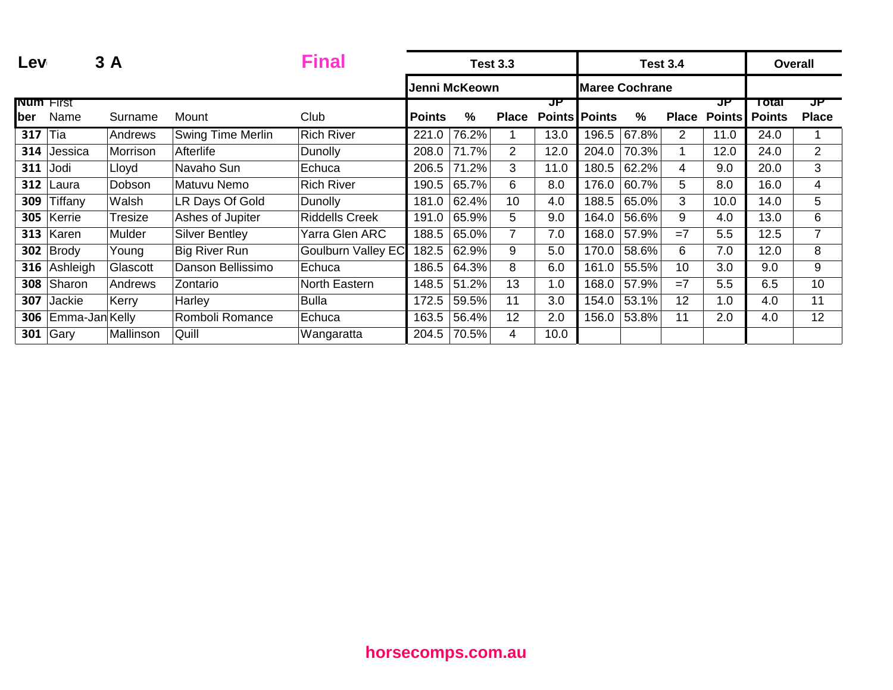**Lev 3 A** **Final**

| Number | First Name | Surname | Mount | Club | Test 3.3 | | | | Test 3.4 | | | | Overall | |
|---|---|---|---|---|---|---|---|---|---|---|---|---|---|---|
| | | | | | Jenni McKeown | | | | Maree Cochrane | | | | | |
| | | | | | Points | % | Place | JP Points | Points | % | Place | JP Points | Total Points | JP Place |
| 317 | Tia | Andrews | Swing Time Merlin | Rich River | 221.0 | 76.2% | 1 | 13.0 | 196.5 | 67.8% | 2 | 11.0 | 24.0 | 1 |
| 314 | Jessica | Morrison | Afterlife | Dunolly | 208.0 | 71.7% | 2 | 12.0 | 204.0 | 70.3% | 1 | 12.0 | 24.0 | 2 |
| 311 | Jodi | Lloyd | Navaho Sun | Echuca | 206.5 | 71.2% | 3 | 11.0 | 180.5 | 62.2% | 4 | 9.0 | 20.0 | 3 |
| 312 | Laura | Dobson | Matuvu Nemo | Rich River | 190.5 | 65.7% | 6 | 8.0 | 176.0 | 60.7% | 5 | 8.0 | 16.0 | 4 |
| 309 | Tiffany | Walsh | LR Days Of Gold | Dunolly | 181.0 | 62.4% | 10 | 4.0 | 188.5 | 65.0% | 3 | 10.0 | 14.0 | 5 |
| 305 | Kerrie | Tresize | Ashes of Jupiter | Riddells Creek | 191.0 | 65.9% | 5 | 9.0 | 164.0 | 56.6% | 9 | 4.0 | 13.0 | 6 |
| 313 | Karen | Mulder | Silver Bentley | Yarra Glen ARC | 188.5 | 65.0% | 7 | 7.0 | 168.0 | 57.9% | =7 | 5.5 | 12.5 | 7 |
| 302 | Brody | Young | Big River Run | Goulburn Valley EC | 182.5 | 62.9% | 9 | 5.0 | 170.0 | 58.6% | 6 | 7.0 | 12.0 | 8 |
| 316 | Ashleigh | Glascott | Danson Bellissimo | Echuca | 186.5 | 64.3% | 8 | 6.0 | 161.0 | 55.5% | 10 | 3.0 | 9.0 | 9 |
| 308 | Sharon | Andrews | Zontario | North Eastern | 148.5 | 51.2% | 13 | 1.0 | 168.0 | 57.9% | =7 | 5.5 | 6.5 | 10 |
| 307 | Jackie | Kerry | Harley | Bulla | 172.5 | 59.5% | 11 | 3.0 | 154.0 | 53.1% | 12 | 1.0 | 4.0 | 11 |
| 306 | Emma-Jan | Kelly | Romboli Romance | Echuca | 163.5 | 56.4% | 12 | 2.0 | 156.0 | 53.8% | 11 | 2.0 | 4.0 | 12 |
| 301 | Gary | Mallinson | Quill | Wangaratta | 204.5 | 70.5% | 4 | 10.0 | | | | | | |

**horsecomps.com.au**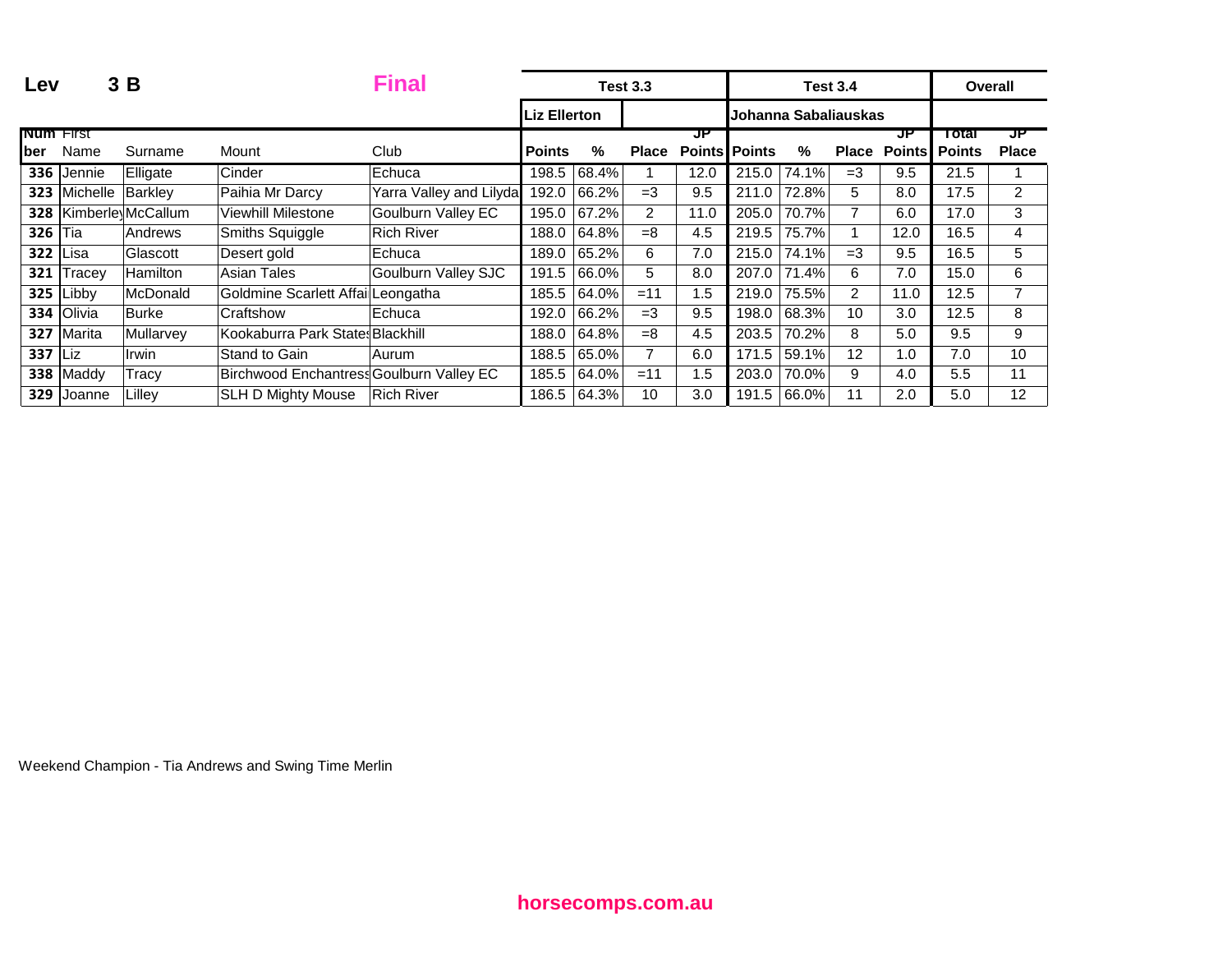**Lev 3 B** **Final**

| Num ber | First Name | Surname | Mount | Club | Test 3.3 Liz Ellerton Points | % | Place | JP Points | Test 3.4 Johanna Sabaliauskas Points | % | Place | JP Points | Overall Total Points | JP Place |
|---|---|---|---|---|---|---|---|---|---|---|---|---|---|---|
| 336 | Jennie | Elligate | Cinder | Echuca | 198.5 | 68.4% | 1 | 12.0 | 215.0 | 74.1% | =3 | 9.5 | 21.5 | 1 |
| 323 | Michelle | Barkley | Paihia Mr Darcy | Yarra Valley and Lilyda | 192.0 | 66.2% | =3 | 9.5 | 211.0 | 72.8% | 5 | 8.0 | 17.5 | 2 |
| 328 | Kimberley | McCallum | Viewhill Milestone | Goulburn Valley EC | 195.0 | 67.2% | 2 | 11.0 | 205.0 | 70.7% | 7 | 6.0 | 17.0 | 3 |
| 326 | Tia | Andrews | Smiths Squiggle | Rich River | 188.0 | 64.8% | =8 | 4.5 | 219.5 | 75.7% | 1 | 12.0 | 16.5 | 4 |
| 322 | Lisa | Glascott | Desert gold | Echuca | 189.0 | 65.2% | 6 | 7.0 | 215.0 | 74.1% | =3 | 9.5 | 16.5 | 5 |
| 321 | Tracey | Hamilton | Asian Tales | Goulburn Valley SJC | 191.5 | 66.0% | 5 | 8.0 | 207.0 | 71.4% | 6 | 7.0 | 15.0 | 6 |
| 325 | Libby | McDonald | Goldmine Scarlett Affai | Leongatha | 185.5 | 64.0% | =11 | 1.5 | 219.0 | 75.5% | 2 | 11.0 | 12.5 | 7 |
| 334 | Olivia | Burke | Craftshow | Echuca | 192.0 | 66.2% | =3 | 9.5 | 198.0 | 68.3% | 10 | 3.0 | 12.5 | 8 |
| 327 | Marita | Mullarvey | Kookaburra Park States | Blackhill | 188.0 | 64.8% | =8 | 4.5 | 203.5 | 70.2% | 8 | 5.0 | 9.5 | 9 |
| 337 | Liz | Irwin | Stand to Gain | Aurum | 188.5 | 65.0% | 7 | 6.0 | 171.5 | 59.1% | 12 | 1.0 | 7.0 | 10 |
| 338 | Maddy | Tracy | Birchwood Enchantress | Goulburn Valley EC | 185.5 | 64.0% | =11 | 1.5 | 203.0 | 70.0% | 9 | 4.0 | 5.5 | 11 |
| 329 | Joanne | Lilley | SLH D Mighty Mouse | Rich River | 186.5 | 64.3% | 10 | 3.0 | 191.5 | 66.0% | 11 | 2.0 | 5.0 | 12 |

Weekend Champion - Tia Andrews and Swing Time Merlin

**horsecomps.com.au**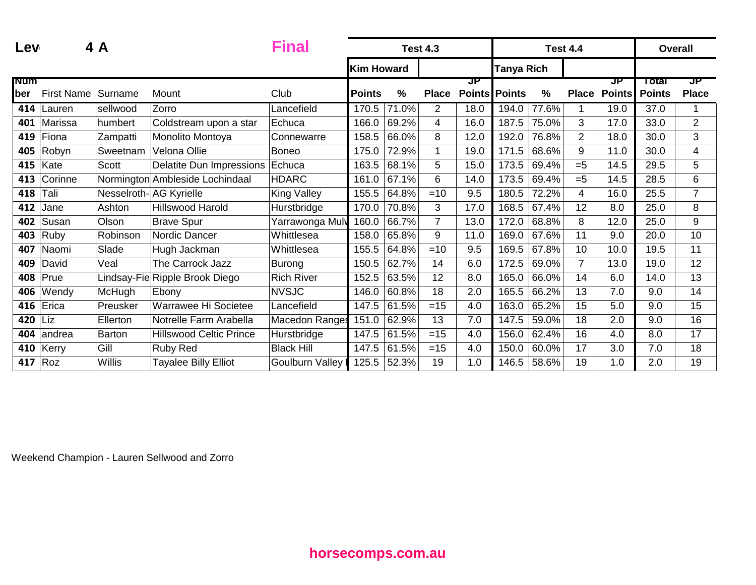Lev 4 A **Final**

| Number | First Name | Surname | Mount | Club | Test 4.3 Kim Howard Points | % | Place | JP Points | Test 4.4 Tanya Rich Points | % | Place | JP Points | Overall Total Points | JP Place |
|---|---|---|---|---|---|---|---|---|---|---|---|---|---|---|
| 414 | Lauren | sellwood | Zorro | Lancefield | 170.5 | 71.0% | 2 | 18.0 | 194.0 | 77.6% | 1 | 19.0 | 37.0 | 1 |
| 401 | Marissa | humbert | Coldstream upon a star | Echuca | 166.0 | 69.2% | 4 | 16.0 | 187.5 | 75.0% | 3 | 17.0 | 33.0 | 2 |
| 419 | Fiona | Zampatti | Monolito Montoya | Connewarre | 158.5 | 66.0% | 8 | 12.0 | 192.0 | 76.8% | 2 | 18.0 | 30.0 | 3 |
| 405 | Robyn | Sweetnam | Velona Ollie | Boneo | 175.0 | 72.9% | 1 | 19.0 | 171.5 | 68.6% | 9 | 11.0 | 30.0 | 4 |
| 415 | Kate | Scott | Delatite Dun Impressions | Echuca | 163.5 | 68.1% | 5 | 15.0 | 173.5 | 69.4% | =5 | 14.5 | 29.5 | 5 |
| 413 | Corinne | Normington | Ambleside Lochindaal | HDARC | 161.0 | 67.1% | 6 | 14.0 | 173.5 | 69.4% | =5 | 14.5 | 28.5 | 6 |
| 418 | Tali | Nesselroth- | AG Kyrielle | King Valley | 155.5 | 64.8% | =10 | 9.5 | 180.5 | 72.2% | 4 | 16.0 | 25.5 | 7 |
| 412 | Jane | Ashton | Hillswood Harold | Hurstbridge | 170.0 | 70.8% | 3 | 17.0 | 168.5 | 67.4% | 12 | 8.0 | 25.0 | 8 |
| 402 | Susan | Olson | Brave Spur | Yarrawonga Mulv | 160.0 | 66.7% | 7 | 13.0 | 172.0 | 68.8% | 8 | 12.0 | 25.0 | 9 |
| 403 | Ruby | Robinson | Nordic Dancer | Whittlesea | 158.0 | 65.8% | 9 | 11.0 | 169.0 | 67.6% | 11 | 9.0 | 20.0 | 10 |
| 407 | Naomi | Slade | Hugh Jackman | Whittlesea | 155.5 | 64.8% | =10 | 9.5 | 169.5 | 67.8% | 10 | 10.0 | 19.5 | 11 |
| 409 | David | Veal | The Carrock Jazz | Burong | 150.5 | 62.7% | 14 | 6.0 | 172.5 | 69.0% | 7 | 13.0 | 19.0 | 12 |
| 408 | Prue | Lindsay-Fie | Ripple Brook Diego | Rich River | 152.5 | 63.5% | 12 | 8.0 | 165.0 | 66.0% | 14 | 6.0 | 14.0 | 13 |
| 406 | Wendy | McHugh | Ebony | NVSJC | 146.0 | 60.8% | 18 | 2.0 | 165.5 | 66.2% | 13 | 7.0 | 9.0 | 14 |
| 416 | Erica | Preusker | Warrawee Hi Societee | Lancefield | 147.5 | 61.5% | =15 | 4.0 | 163.0 | 65.2% | 15 | 5.0 | 9.0 | 15 |
| 420 | Liz | Ellerton | Notrelle Farm Arabella | Macedon Ranges | 151.0 | 62.9% | 13 | 7.0 | 147.5 | 59.0% | 18 | 2.0 | 9.0 | 16 |
| 404 | andrea | Barton | Hillswood Celtic Prince | Hurstbridge | 147.5 | 61.5% | =15 | 4.0 | 156.0 | 62.4% | 16 | 4.0 | 8.0 | 17 |
| 410 | Kerry | Gill | Ruby Red | Black Hill | 147.5 | 61.5% | =15 | 4.0 | 150.0 | 60.0% | 17 | 3.0 | 7.0 | 18 |
| 417 | Roz | Willis | Tayalee Billy Elliot | Goulburn Valley | 125.5 | 52.3% | 19 | 1.0 | 146.5 | 58.6% | 19 | 1.0 | 2.0 | 19 |

Weekend Champion - Lauren Sellwood and Zorro

**horsecomps.com.au**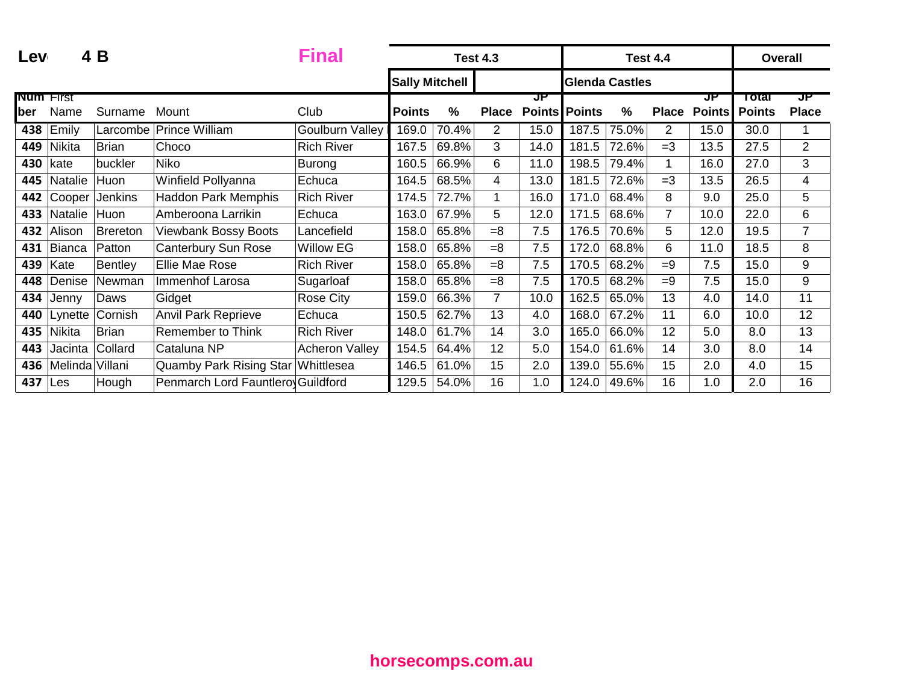**Lev 4 B** **Final**

| Num ber | First Name | Surname | Mount | Club | Test 4.3 Sally Mitchell Points | % | Place | JP Points | Test 4.4 Glenda Castles Points | % | Place | JP Points | Overall Total Points | JP Place |
|---|---|---|---|---|---|---|---|---|---|---|---|---|---|---|
| **438** | Emily | Larcombe | Prince William | Goulburn Valley | 169.0 | 70.4% | 2 | 15.0 | 187.5 | 75.0% | 2 | 15.0 | 30.0 | 1 |
| **449** | Nikita | Brian | Choco | Rich River | 167.5 | 69.8% | 3 | 14.0 | 181.5 | 72.6% | =3 | 13.5 | 27.5 | 2 |
| **430** | kate | buckler | Niko | Burong | 160.5 | 66.9% | 6 | 11.0 | 198.5 | 79.4% | 1 | 16.0 | 27.0 | 3 |
| **445** | Natalie | Huon | Winfield Pollyanna | Echuca | 164.5 | 68.5% | 4 | 13.0 | 181.5 | 72.6% | =3 | 13.5 | 26.5 | 4 |
| **442** | Cooper | Jenkins | Haddon Park Memphis | Rich River | 174.5 | 72.7% | 1 | 16.0 | 171.0 | 68.4% | 8 | 9.0 | 25.0 | 5 |
| **433** | Natalie | Huon | Amberoona Larrikin | Echuca | 163.0 | 67.9% | 5 | 12.0 | 171.5 | 68.6% | 7 | 10.0 | 22.0 | 6 |
| **432** | Alison | Brereton | Viewbank Bossy Boots | Lancefield | 158.0 | 65.8% | =8 | 7.5 | 176.5 | 70.6% | 5 | 12.0 | 19.5 | 7 |
| **431** | Bianca | Patton | Canterbury Sun Rose | Willow EG | 158.0 | 65.8% | =8 | 7.5 | 172.0 | 68.8% | 6 | 11.0 | 18.5 | 8 |
| **439** | Kate | Bentley | Ellie Mae Rose | Rich River | 158.0 | 65.8% | =8 | 7.5 | 170.5 | 68.2% | =9 | 7.5 | 15.0 | 9 |
| **448** | Denise | Newman | Immenhof Larosa | Sugarloaf | 158.0 | 65.8% | =8 | 7.5 | 170.5 | 68.2% | =9 | 7.5 | 15.0 | 9 |
| **434** | Jenny | Daws | Gidget | Rose City | 159.0 | 66.3% | 7 | 10.0 | 162.5 | 65.0% | 13 | 4.0 | 14.0 | 11 |
| **440** | Lynette | Cornish | Anvil Park Reprieve | Echuca | 150.5 | 62.7% | 13 | 4.0 | 168.0 | 67.2% | 11 | 6.0 | 10.0 | 12 |
| **435** | Nikita | Brian | Remember to Think | Rich River | 148.0 | 61.7% | 14 | 3.0 | 165.0 | 66.0% | 12 | 5.0 | 8.0 | 13 |
| **443** | Jacinta | Collard | Cataluna NP | Acheron Valley | 154.5 | 64.4% | 12 | 5.0 | 154.0 | 61.6% | 14 | 3.0 | 8.0 | 14 |
| **436** | Melinda | Villani | Quamby Park Rising Star | Whittlesea | 146.5 | 61.0% | 15 | 2.0 | 139.0 | 55.6% | 15 | 2.0 | 4.0 | 15 |
| **437** | Les | Hough | Penmarch Lord Fauntleroy | Guildford | 129.5 | 54.0% | 16 | 1.0 | 124.0 | 49.6% | 16 | 1.0 | 2.0 | 16 |

**horsecomps.com.au**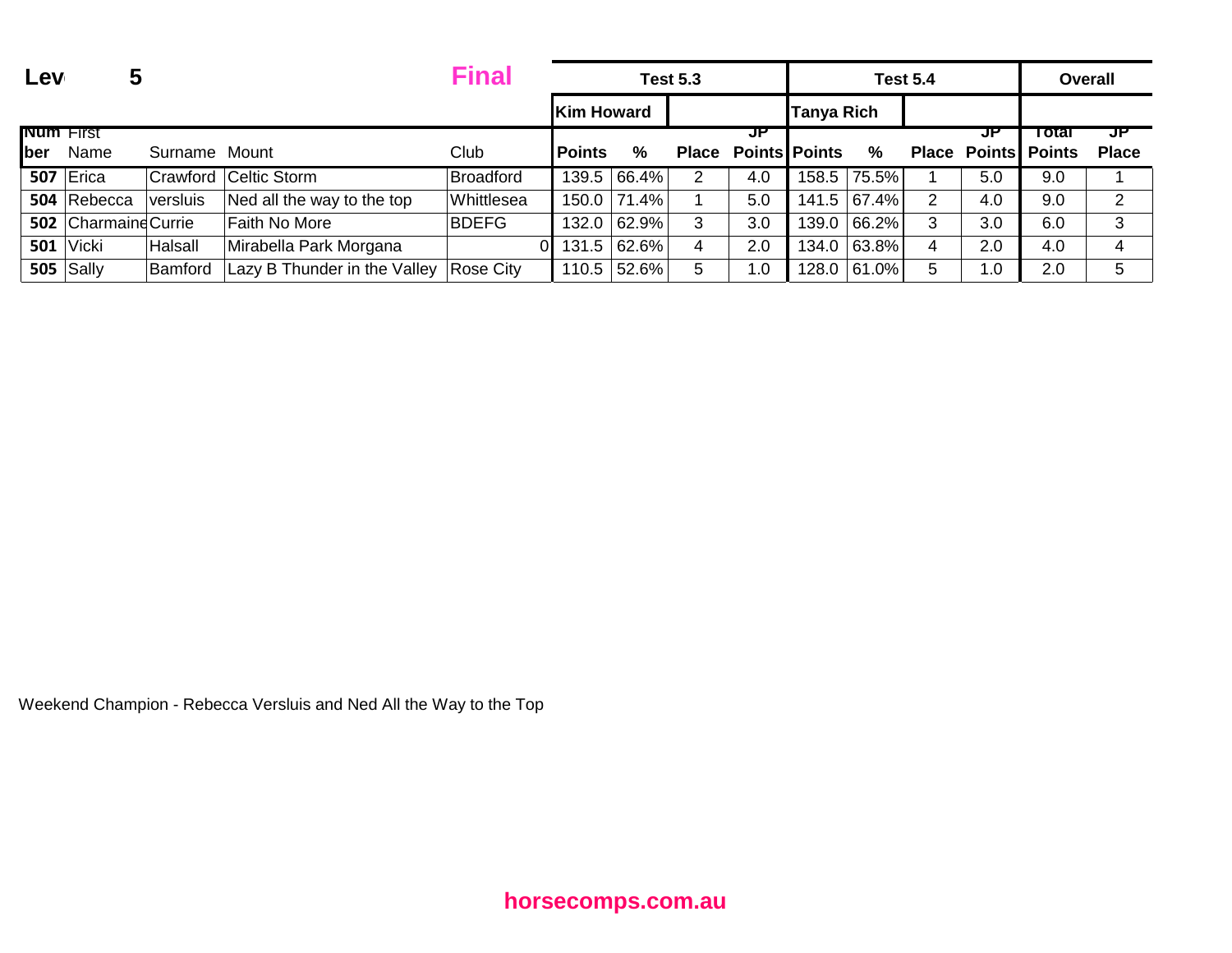**Lev 5** **Final**

| | | | | | Test 5.3 | | | | Test 5.4 | | | | Overall | |
|---|---|---|---|---|---|---|---|---|---|---|---|---|---|---|
| | | | | | Kim Howard | | | | Tanya Rich | | | | | |
| Number | First Name | Surname | Mount | Club | Points | % | Place | JP Points | Points | % | Place | JP Points | Total Points | JP Place |
| 507 | Erica | Crawford | Celtic Storm | Broadford | 139.5 | 66.4% | 2 | 4.0 | 158.5 | 75.5% | 1 | 5.0 | 9.0 | 1 |
| 504 | Rebecca | versluis | Ned all the way to the top | Whittlesea | 150.0 | 71.4% | 1 | 5.0 | 141.5 | 67.4% | 2 | 4.0 | 9.0 | 2 |
| 502 | Charmaine | Currie | Faith No More | BDEFG | 132.0 | 62.9% | 3 | 3.0 | 139.0 | 66.2% | 3 | 3.0 | 6.0 | 3 |
| 501 | Vicki | Halsall | Mirabella Park Morgana | 0 | 131.5 | 62.6% | 4 | 2.0 | 134.0 | 63.8% | 4 | 2.0 | 4.0 | 4 |
| 505 | Sally | Bamford | Lazy B Thunder in the Valley | Rose City | 110.5 | 52.6% | 5 | 1.0 | 128.0 | 61.0% | 5 | 1.0 | 2.0 | 5 |

Weekend Champion - Rebecca Versluis and Ned All the Way to the Top

**horsecomps.com.au**